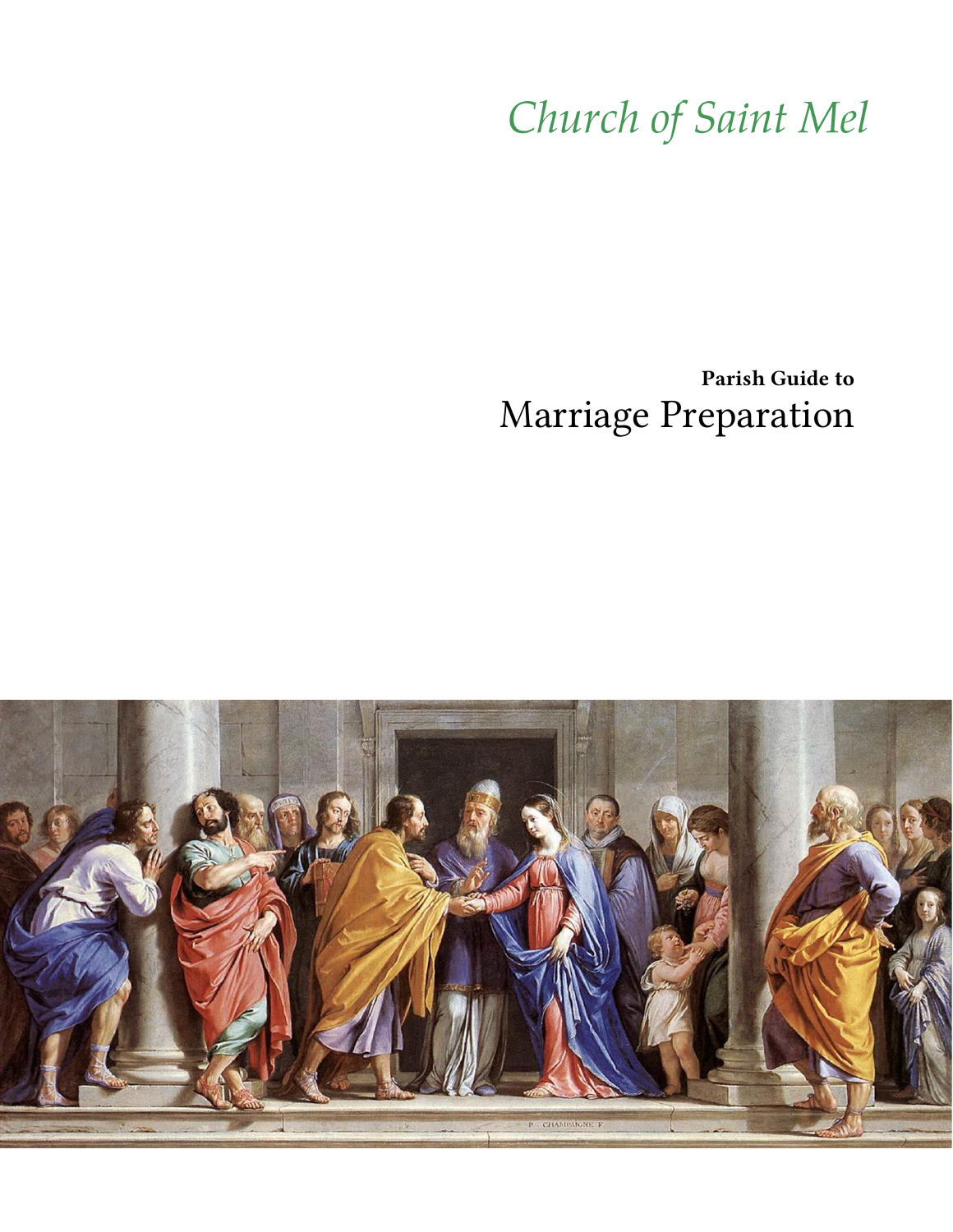*Church of Saint Mel*

**Parish Guide to**

# Marriage Preparation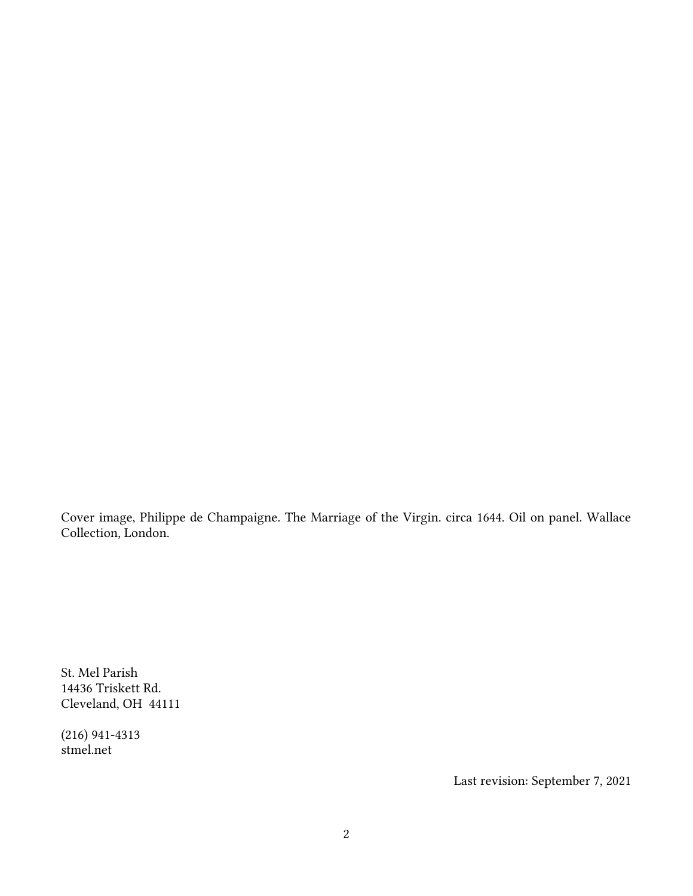Cover image, Philippe de Champaigne. The Marriage of the Virgin. circa 1644. Oil on panel. Wallace Collection, London.

St. Mel Parish
14436 Triskett Rd.
Cleveland, OH 44111

(216) 941-4313
stmel.net

Last revision: September 7, 2021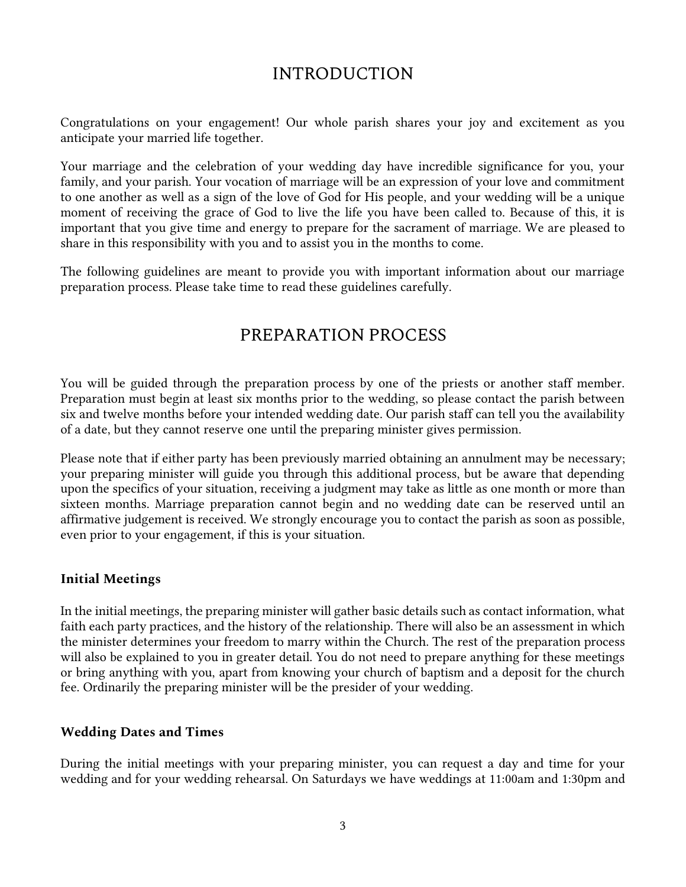# INTRODUCTION

Congratulations on your engagement! Our whole parish shares your joy and excitement as you anticipate your married life together.

Your marriage and the celebration of your wedding day have incredible significance for you, your family, and your parish. Your vocation of marriage will be an expression of your love and commitment to one another as well as a sign of the love of God for His people, and your wedding will be a unique moment of receiving the grace of God to live the life you have been called to. Because of this, it is important that you give time and energy to prepare for the sacrament of marriage. We are pleased to share in this responsibility with you and to assist you in the months to come.

The following guidelines are meant to provide you with important information about our marriage preparation process. Please take time to read these guidelines carefully.

# PREPARATION PROCESS

You will be guided through the preparation process by one of the priests or another staff member. Preparation must begin at least six months prior to the wedding, so please contact the parish between six and twelve months before your intended wedding date. Our parish staff can tell you the availability of a date, but they cannot reserve one until the preparing minister gives permission.

Please note that if either party has been previously married obtaining an annulment may be necessary; your preparing minister will guide you through this additional process, but be aware that depending upon the specifics of your situation, receiving a judgment may take as little as one month or more than sixteen months. Marriage preparation cannot begin and no wedding date can be reserved until an affirmative judgement is received. We strongly encourage you to contact the parish as soon as possible, even prior to your engagement, if this is your situation.

### Initial Meetings

In the initial meetings, the preparing minister will gather basic details such as contact information, what faith each party practices, and the history of the relationship. There will also be an assessment in which the minister determines your freedom to marry within the Church. The rest of the preparation process will also be explained to you in greater detail. You do not need to prepare anything for these meetings or bring anything with you, apart from knowing your church of baptism and a deposit for the church fee. Ordinarily the preparing minister will be the presider of your wedding.

### Wedding Dates and Times

During the initial meetings with your preparing minister, you can request a day and time for your wedding and for your wedding rehearsal. On Saturdays we have weddings at 11:00am and 1:30pm and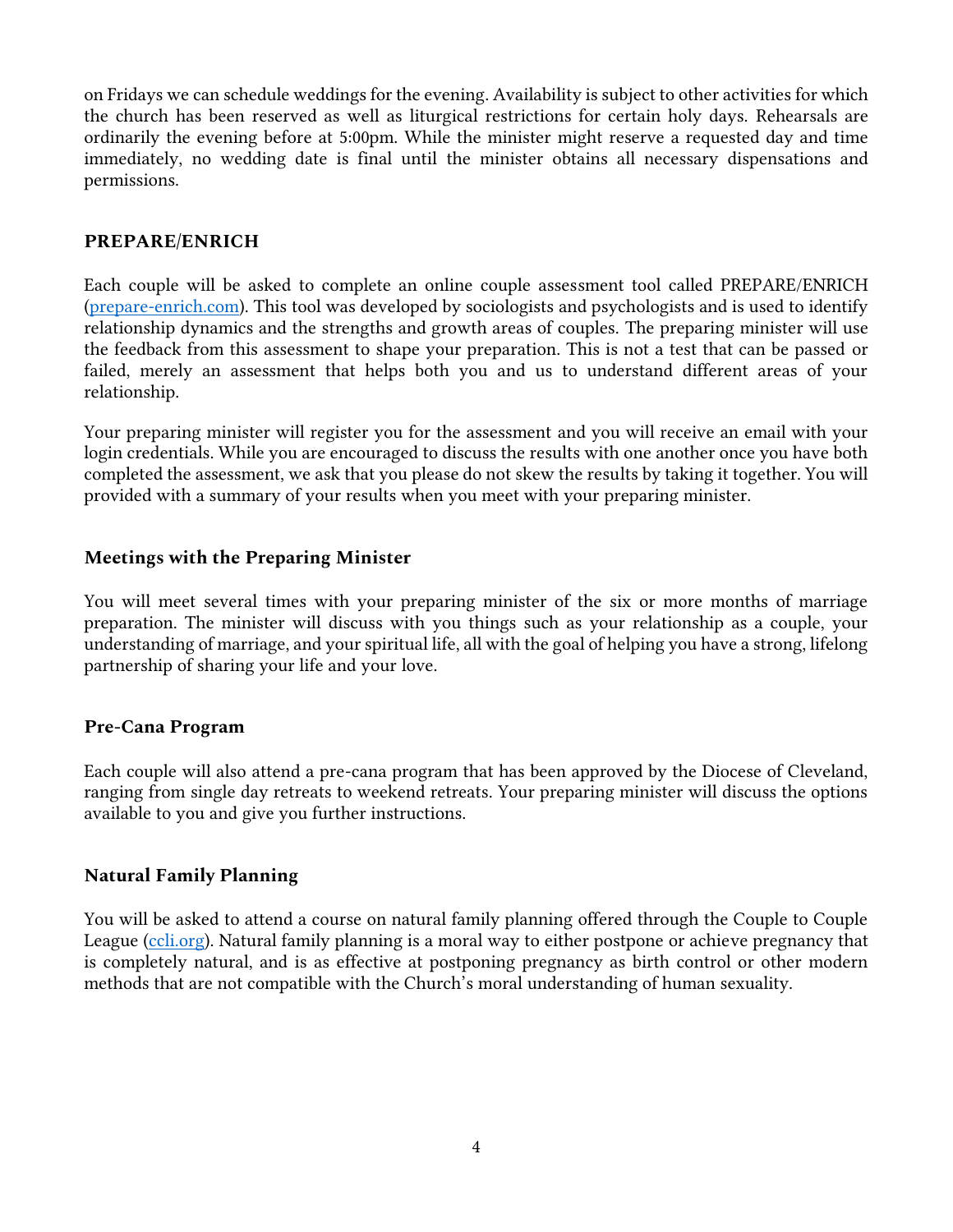on Fridays we can schedule weddings for the evening. Availability is subject to other activities for which the church has been reserved as well as liturgical restrictions for certain holy days. Rehearsals are ordinarily the evening before at 5:00pm. While the minister might reserve a requested day and time immediately, no wedding date is final until the minister obtains all necessary dispensations and permissions.

## PREPARE/ENRICH

Each couple will be asked to complete an online couple assessment tool called PREPARE/ENRICH (prepare-enrich.com). This tool was developed by sociologists and psychologists and is used to identify relationship dynamics and the strengths and growth areas of couples. The preparing minister will use the feedback from this assessment to shape your preparation. This is not a test that can be passed or failed, merely an assessment that helps both you and us to understand different areas of your relationship.

Your preparing minister will register you for the assessment and you will receive an email with your login credentials. While you are encouraged to discuss the results with one another once you have both completed the assessment, we ask that you please do not skew the results by taking it together. You will provided with a summary of your results when you meet with your preparing minister.

## Meetings with the Preparing Minister

You will meet several times with your preparing minister of the six or more months of marriage preparation. The minister will discuss with you things such as your relationship as a couple, your understanding of marriage, and your spiritual life, all with the goal of helping you have a strong, lifelong partnership of sharing your life and your love.

## Pre-Cana Program

Each couple will also attend a pre-cana program that has been approved by the Diocese of Cleveland, ranging from single day retreats to weekend retreats. Your preparing minister will discuss the options available to you and give you further instructions.

## Natural Family Planning

You will be asked to attend a course on natural family planning offered through the Couple to Couple League (ccli.org). Natural family planning is a moral way to either postpone or achieve pregnancy that is completely natural, and is as effective at postponing pregnancy as birth control or other modern methods that are not compatible with the Church's moral understanding of human sexuality.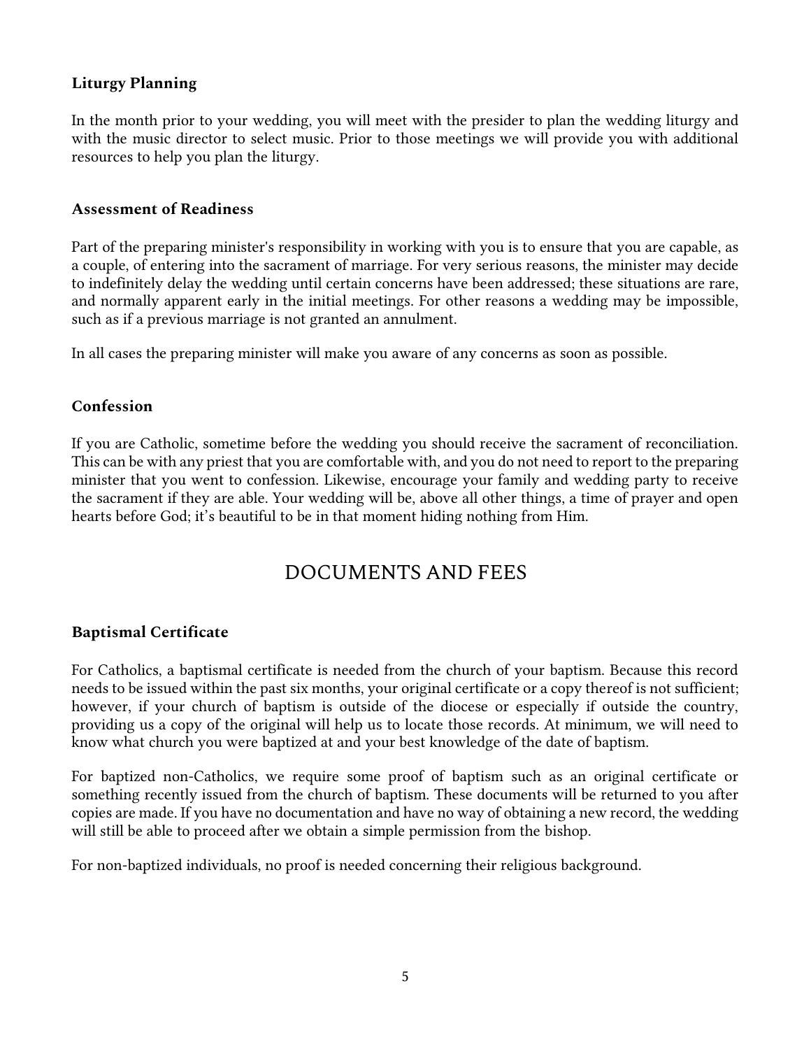### Liturgy Planning

In the month prior to your wedding, you will meet with the presider to plan the wedding liturgy and with the music director to select music. Prior to those meetings we will provide you with additional resources to help you plan the liturgy.

### Assessment of Readiness

Part of the preparing minister's responsibility in working with you is to ensure that you are capable, as a couple, of entering into the sacrament of marriage. For very serious reasons, the minister may decide to indefinitely delay the wedding until certain concerns have been addressed; these situations are rare, and normally apparent early in the initial meetings. For other reasons a wedding may be impossible, such as if a previous marriage is not granted an annulment.

In all cases the preparing minister will make you aware of any concerns as soon as possible.

### Confession

If you are Catholic, sometime before the wedding you should receive the sacrament of reconciliation. This can be with any priest that you are comfortable with, and you do not need to report to the preparing minister that you went to confession. Likewise, encourage your family and wedding party to receive the sacrament if they are able. Your wedding will be, above all other things, a time of prayer and open hearts before God; it's beautiful to be in that moment hiding nothing from Him.

## DOCUMENTS AND FEES

### Baptismal Certificate

For Catholics, a baptismal certificate is needed from the church of your baptism. Because this record needs to be issued within the past six months, your original certificate or a copy thereof is not sufficient; however, if your church of baptism is outside of the diocese or especially if outside the country, providing us a copy of the original will help us to locate those records. At minimum, we will need to know what church you were baptized at and your best knowledge of the date of baptism.

For baptized non-Catholics, we require some proof of baptism such as an original certificate or something recently issued from the church of baptism. These documents will be returned to you after copies are made. If you have no documentation and have no way of obtaining a new record, the wedding will still be able to proceed after we obtain a simple permission from the bishop.

For non-baptized individuals, no proof is needed concerning their religious background.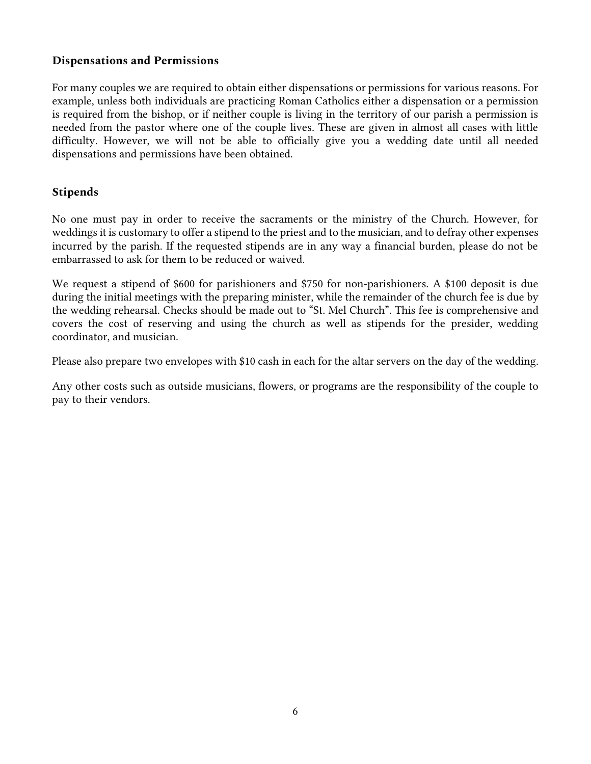### Dispensations and Permissions

For many couples we are required to obtain either dispensations or permissions for various reasons. For example, unless both individuals are practicing Roman Catholics either a dispensation or a permission is required from the bishop, or if neither couple is living in the territory of our parish a permission is needed from the pastor where one of the couple lives. These are given in almost all cases with little difficulty. However, we will not be able to officially give you a wedding date until all needed dispensations and permissions have been obtained.

### Stipends

No one must pay in order to receive the sacraments or the ministry of the Church. However, for weddings it is customary to offer a stipend to the priest and to the musician, and to defray other expenses incurred by the parish. If the requested stipends are in any way a financial burden, please do not be embarrassed to ask for them to be reduced or waived.

We request a stipend of $600 for parishioners and $750 for non-parishioners. A $100 deposit is due during the initial meetings with the preparing minister, while the remainder of the church fee is due by the wedding rehearsal. Checks should be made out to "St. Mel Church". This fee is comprehensive and covers the cost of reserving and using the church as well as stipends for the presider, wedding coordinator, and musician.

Please also prepare two envelopes with $10 cash in each for the altar servers on the day of the wedding.

Any other costs such as outside musicians, flowers, or programs are the responsibility of the couple to pay to their vendors.